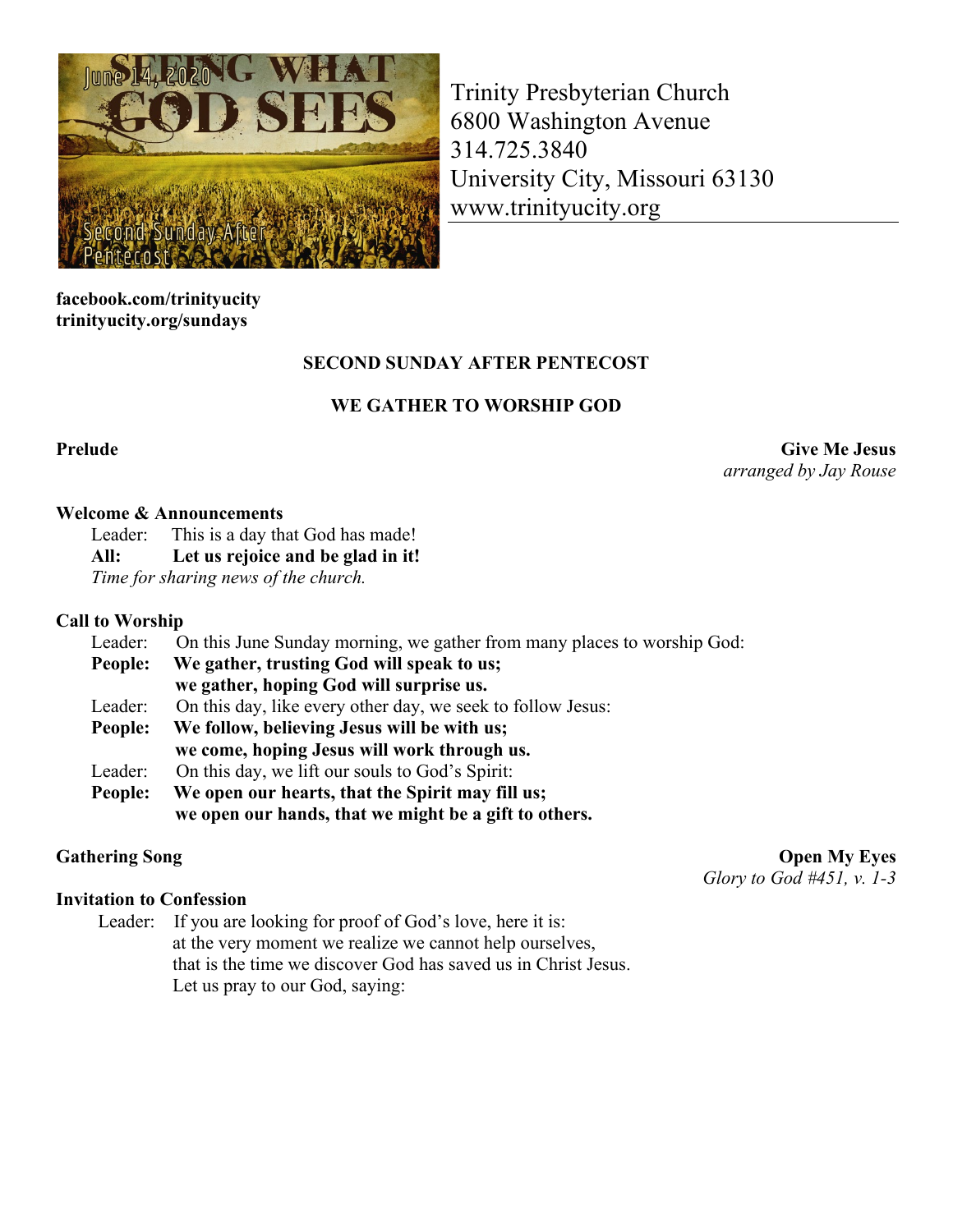June 14, 2020

SEEING WHAT GOD SEES

Second Sunday After Pentecost

Trinity Presbyterian Church
6800 Washington Avenue
314.725.3840
University City, Missouri 63130
www.trinityucity.org

**facebook.com/trinityucity**
**trinityucity.org/sundays**

## SECOND SUNDAY AFTER PENTECOST

## WE GATHER TO WORSHIP GOD

**Prelude** — **Give Me Jesus**
*arranged by Jay Rouse*

**Welcome & Announcements**

Leader: This is a day that God has made!
**All: Let us rejoice and be glad in it!**
*Time for sharing news of the church.*

**Call to Worship**

Leader: On this June Sunday morning, we gather from many places to worship God:
**People: We gather, trusting God will speak to us;**
**we gather, hoping God will surprise us.**
Leader: On this day, like every other day, we seek to follow Jesus:
**People: We follow, believing Jesus will be with us;**
**we come, hoping Jesus will work through us.**
Leader: On this day, we lift our souls to God's Spirit:
**People: We open our hearts, that the Spirit may fill us;**
**we open our hands, that we might be a gift to others.**

**Gathering Song** — **Open My Eyes**
*Glory to God #451, v. 1-3*

**Invitation to Confession**

Leader: If you are looking for proof of God's love, here it is:
at the very moment we realize we cannot help ourselves,
that is the time we discover God has saved us in Christ Jesus.
Let us pray to our God, saying: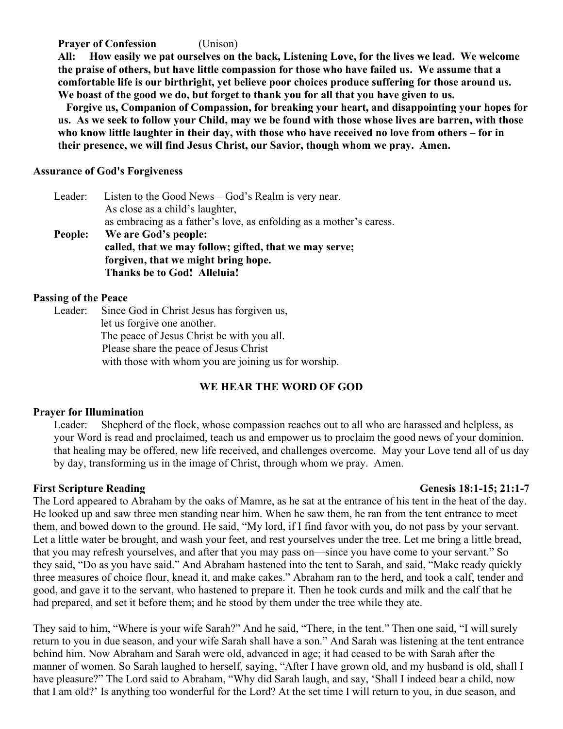**Prayer of Confession** (Unison)

**All: How easily we pat ourselves on the back, Listening Love, for the lives we lead. We welcome the praise of others, but have little compassion for those who have failed us. We assume that a comfortable life is our birthright, yet believe poor choices produce suffering for those around us. We boast of the good we do, but forget to thank you for all that you have given to us.**

**Forgive us, Companion of Compassion, for breaking your heart, and disappointing your hopes for us. As we seek to follow your Child, may we be found with those whose lives are barren, with those who know little laughter in their day, with those who have received no love from others – for in their presence, we will find Jesus Christ, our Savior, though whom we pray. Amen.**

**Assurance of God's Forgiveness**

Leader: Listen to the Good News – God's Realm is very near.
As close as a child's laughter,
as embracing as a father's love, as enfolding as a mother's caress.

**People: We are God's people:**
**called, that we may follow; gifted, that we may serve;**
**forgiven, that we might bring hope.**
**Thanks be to God! Alleluia!**

**Passing of the Peace**

Leader: Since God in Christ Jesus has forgiven us,
let us forgive one another.
The peace of Jesus Christ be with you all.
Please share the peace of Jesus Christ
with those with whom you are joining us for worship.

## WE HEAR THE WORD OF GOD

**Prayer for Illumination**

Leader: Shepherd of the flock, whose compassion reaches out to all who are harassed and helpless, as your Word is read and proclaimed, teach us and empower us to proclaim the good news of your dominion, that healing may be offered, new life received, and challenges overcome. May your Love tend all of us day by day, transforming us in the image of Christ, through whom we pray. Amen.

**First Scripture Reading** **Genesis 18:1-15; 21:1-7**

The Lord appeared to Abraham by the oaks of Mamre, as he sat at the entrance of his tent in the heat of the day. He looked up and saw three men standing near him. When he saw them, he ran from the tent entrance to meet them, and bowed down to the ground. He said, "My lord, if I find favor with you, do not pass by your servant. Let a little water be brought, and wash your feet, and rest yourselves under the tree. Let me bring a little bread, that you may refresh yourselves, and after that you may pass on—since you have come to your servant." So they said, "Do as you have said." And Abraham hastened into the tent to Sarah, and said, "Make ready quickly three measures of choice flour, knead it, and make cakes." Abraham ran to the herd, and took a calf, tender and good, and gave it to the servant, who hastened to prepare it. Then he took curds and milk and the calf that he had prepared, and set it before them; and he stood by them under the tree while they ate.

They said to him, "Where is your wife Sarah?" And he said, "There, in the tent." Then one said, "I will surely return to you in due season, and your wife Sarah shall have a son." And Sarah was listening at the tent entrance behind him. Now Abraham and Sarah were old, advanced in age; it had ceased to be with Sarah after the manner of women. So Sarah laughed to herself, saying, "After I have grown old, and my husband is old, shall I have pleasure?" The Lord said to Abraham, "Why did Sarah laugh, and say, 'Shall I indeed bear a child, now that I am old?' Is anything too wonderful for the Lord? At the set time I will return to you, in due season, and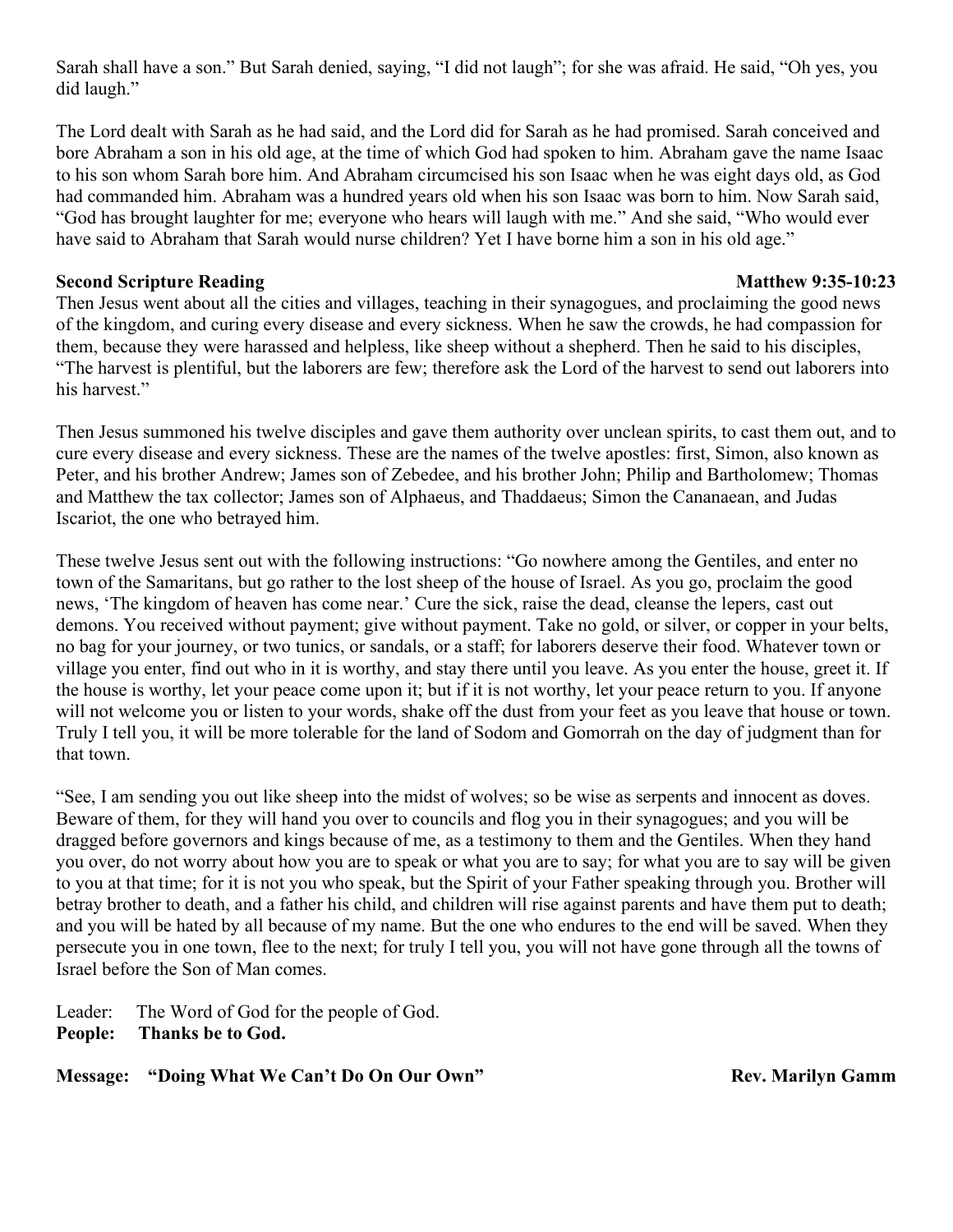Sarah shall have a son." But Sarah denied, saying, "I did not laugh"; for she was afraid. He said, "Oh yes, you did laugh."

The Lord dealt with Sarah as he had said, and the Lord did for Sarah as he had promised. Sarah conceived and bore Abraham a son in his old age, at the time of which God had spoken to him. Abraham gave the name Isaac to his son whom Sarah bore him. And Abraham circumcised his son Isaac when he was eight days old, as God had commanded him. Abraham was a hundred years old when his son Isaac was born to him. Now Sarah said, "God has brought laughter for me; everyone who hears will laugh with me." And she said, "Who would ever have said to Abraham that Sarah would nurse children? Yet I have borne him a son in his old age."

**Second Scripture Reading** **Matthew 9:35-10:23**

Then Jesus went about all the cities and villages, teaching in their synagogues, and proclaiming the good news of the kingdom, and curing every disease and every sickness. When he saw the crowds, he had compassion for them, because they were harassed and helpless, like sheep without a shepherd. Then he said to his disciples, "The harvest is plentiful, but the laborers are few; therefore ask the Lord of the harvest to send out laborers into his harvest."

Then Jesus summoned his twelve disciples and gave them authority over unclean spirits, to cast them out, and to cure every disease and every sickness. These are the names of the twelve apostles: first, Simon, also known as Peter, and his brother Andrew; James son of Zebedee, and his brother John; Philip and Bartholomew; Thomas and Matthew the tax collector; James son of Alphaeus, and Thaddaeus; Simon the Cananaean, and Judas Iscariot, the one who betrayed him.

These twelve Jesus sent out with the following instructions: "Go nowhere among the Gentiles, and enter no town of the Samaritans, but go rather to the lost sheep of the house of Israel. As you go, proclaim the good news, 'The kingdom of heaven has come near.' Cure the sick, raise the dead, cleanse the lepers, cast out demons. You received without payment; give without payment. Take no gold, or silver, or copper in your belts, no bag for your journey, or two tunics, or sandals, or a staff; for laborers deserve their food. Whatever town or village you enter, find out who in it is worthy, and stay there until you leave. As you enter the house, greet it. If the house is worthy, let your peace come upon it; but if it is not worthy, let your peace return to you. If anyone will not welcome you or listen to your words, shake off the dust from your feet as you leave that house or town. Truly I tell you, it will be more tolerable for the land of Sodom and Gomorrah on the day of judgment than for that town.

"See, I am sending you out like sheep into the midst of wolves; so be wise as serpents and innocent as doves. Beware of them, for they will hand you over to councils and flog you in their synagogues; and you will be dragged before governors and kings because of me, as a testimony to them and the Gentiles. When they hand you over, do not worry about how you are to speak or what you are to say; for what you are to say will be given to you at that time; for it is not you who speak, but the Spirit of your Father speaking through you. Brother will betray brother to death, and a father his child, and children will rise against parents and have them put to death; and you will be hated by all because of my name. But the one who endures to the end will be saved. When they persecute you in one town, flee to the next; for truly I tell you, you will not have gone through all the towns of Israel before the Son of Man comes.

Leader: The Word of God for the people of God.
**People: Thanks be to God.**

**Message: "Doing What We Can't Do On Our Own"** **Rev. Marilyn Gamm**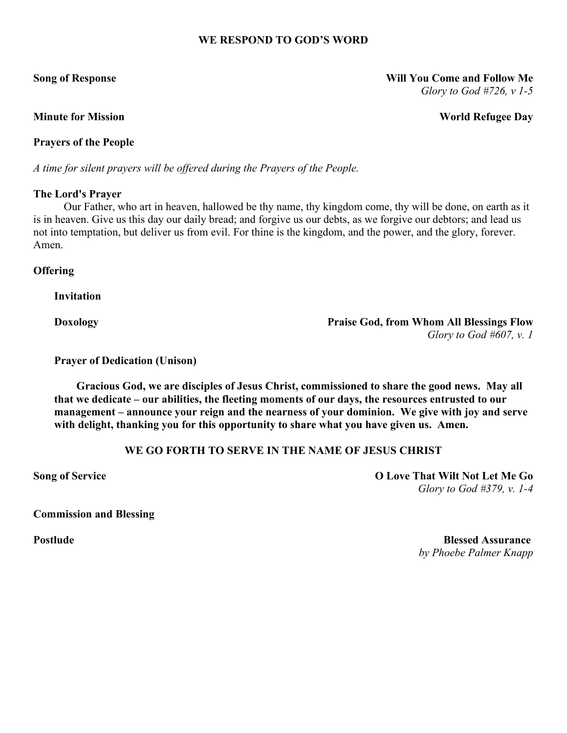## WE RESPOND TO GOD'S WORD

**Song of Response** — **Will You Come and Follow Me**
*Glory to God #726, v 1-5*

**Minute for Mission** — **World Refugee Day**

**Prayers of the People**

*A time for silent prayers will be offered during the Prayers of the People.*

**The Lord's Prayer**

Our Father, who art in heaven, hallowed be thy name, thy kingdom come, thy will be done, on earth as it is in heaven. Give us this day our daily bread; and forgive us our debts, as we forgive our debtors; and lead us not into temptation, but deliver us from evil. For thine is the kingdom, and the power, and the glory, forever. Amen.

**Offering**

**Invitation**

**Doxology** — **Praise God, from Whom All Blessings Flow**
*Glory to God #607, v. 1*

**Prayer of Dedication (Unison)**

**Gracious God, we are disciples of Jesus Christ, commissioned to share the good news. May all that we dedicate – our abilities, the fleeting moments of our days, the resources entrusted to our management – announce your reign and the nearness of your dominion. We give with joy and serve with delight, thanking you for this opportunity to share what you have given us. Amen.**

## WE GO FORTH TO SERVE IN THE NAME OF JESUS CHRIST

**Song of Service** — **O Love That Wilt Not Let Me Go**
*Glory to God #379, v. 1-4*

**Commission and Blessing**

**Postlude** — **Blessed Assurance**
*by Phoebe Palmer Knapp*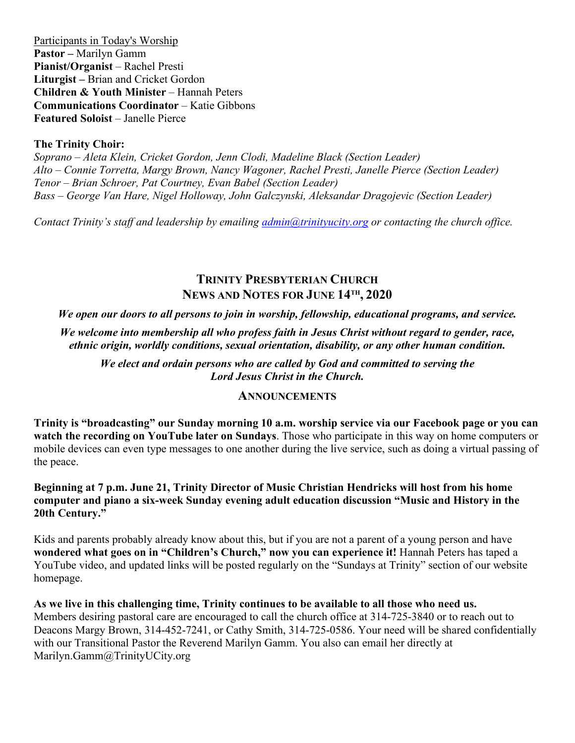Participants in Today's Worship

**Pastor –** Marilyn Gamm
**Pianist/Organist** – Rachel Presti
**Liturgist –** Brian and Cricket Gordon
**Children & Youth Minister** – Hannah Peters
**Communications Coordinator** – Katie Gibbons
**Featured Soloist** – Janelle Pierce

**The Trinity Choir:**

*Soprano – Aleta Klein, Cricket Gordon, Jenn Clodi, Madeline Black (Section Leader)*
*Alto – Connie Torretta, Margy Brown, Nancy Wagoner, Rachel Presti, Janelle Pierce (Section Leader)*
*Tenor – Brian Schroer, Pat Courtney, Evan Babel (Section Leader)*
*Bass – George Van Hare, Nigel Holloway, John Galczynski, Aleksandar Dragojevic (Section Leader)*

*Contact Trinity's staff and leadership by emailing admin@trinityucity.org or contacting the church office.*

## TRINITY PRESBYTERIAN CHURCH
## NEWS AND NOTES FOR JUNE 14TH, 2020

***We open our doors to all persons to join in worship, fellowship, educational programs, and service.***

***We welcome into membership all who profess faith in Jesus Christ without regard to gender, race, ethnic origin, worldly conditions, sexual orientation, disability, or any other human condition.***

***We elect and ordain persons who are called by God and committed to serving the Lord Jesus Christ in the Church.***

### ANNOUNCEMENTS

**Trinity is "broadcasting" our Sunday morning 10 a.m. worship service via our Facebook page or you can watch the recording on YouTube later on Sundays**. Those who participate in this way on home computers or mobile devices can even type messages to one another during the live service, such as doing a virtual passing of the peace.

**Beginning at 7 p.m. June 21, Trinity Director of Music Christian Hendricks will host from his home computer and piano a six-week Sunday evening adult education discussion "Music and History in the 20th Century."**

Kids and parents probably already know about this, but if you are not a parent of a young person and have **wondered what goes on in "Children's Church," now you can experience it!** Hannah Peters has taped a YouTube video, and updated links will be posted regularly on the "Sundays at Trinity" section of our website homepage.

**As we live in this challenging time, Trinity continues to be available to all those who need us.** Members desiring pastoral care are encouraged to call the church office at 314-725-3840 or to reach out to Deacons Margy Brown, 314-452-7241, or Cathy Smith, 314-725-0586. Your need will be shared confidentially with our Transitional Pastor the Reverend Marilyn Gamm. You also can email her directly at Marilyn.Gamm@TrinityUCity.org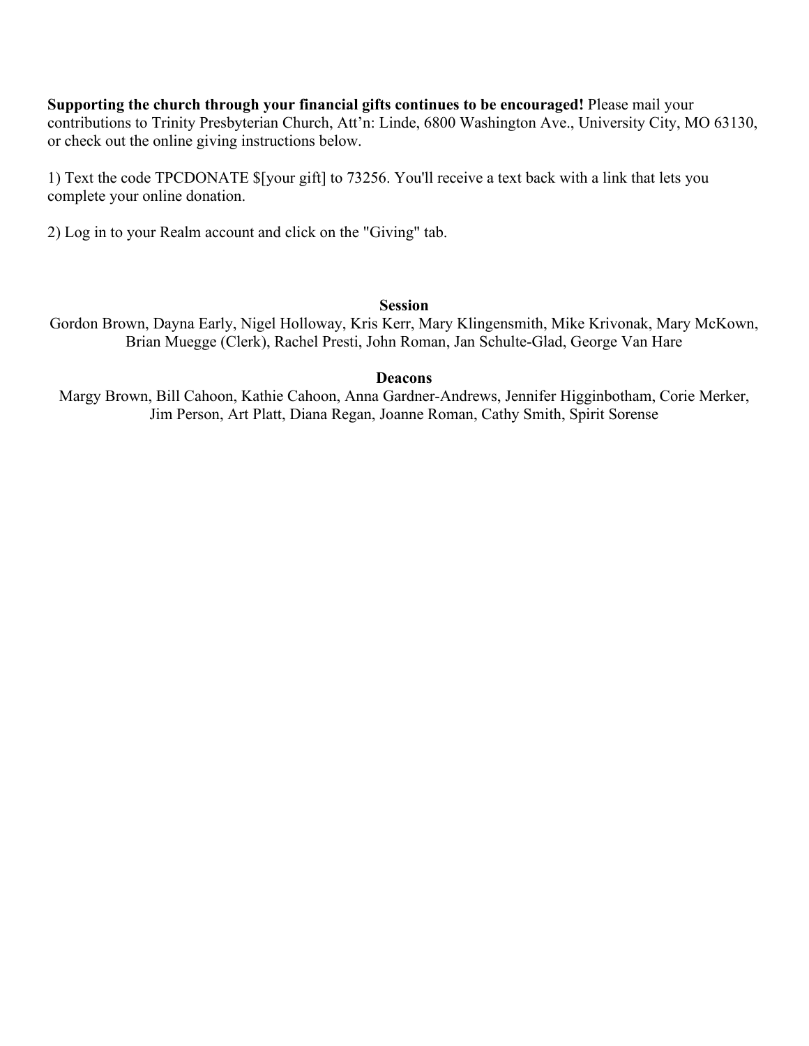**Supporting the church through your financial gifts continues to be encouraged!** Please mail your contributions to Trinity Presbyterian Church, Att'n: Linde, 6800 Washington Ave., University City, MO 63130, or check out the online giving instructions below.

1) Text the code TPCDONATE $[your gift] to 73256. You'll receive a text back with a link that lets you complete your online donation.

2) Log in to your Realm account and click on the "Giving" tab.

**Session**

Gordon Brown, Dayna Early, Nigel Holloway, Kris Kerr, Mary Klingensmith, Mike Krivonak, Mary McKown, Brian Muegge (Clerk), Rachel Presti, John Roman, Jan Schulte-Glad, George Van Hare

**Deacons**

Margy Brown, Bill Cahoon, Kathie Cahoon, Anna Gardner-Andrews, Jennifer Higginbotham, Corie Merker, Jim Person, Art Platt, Diana Regan, Joanne Roman, Cathy Smith, Spirit Sorense